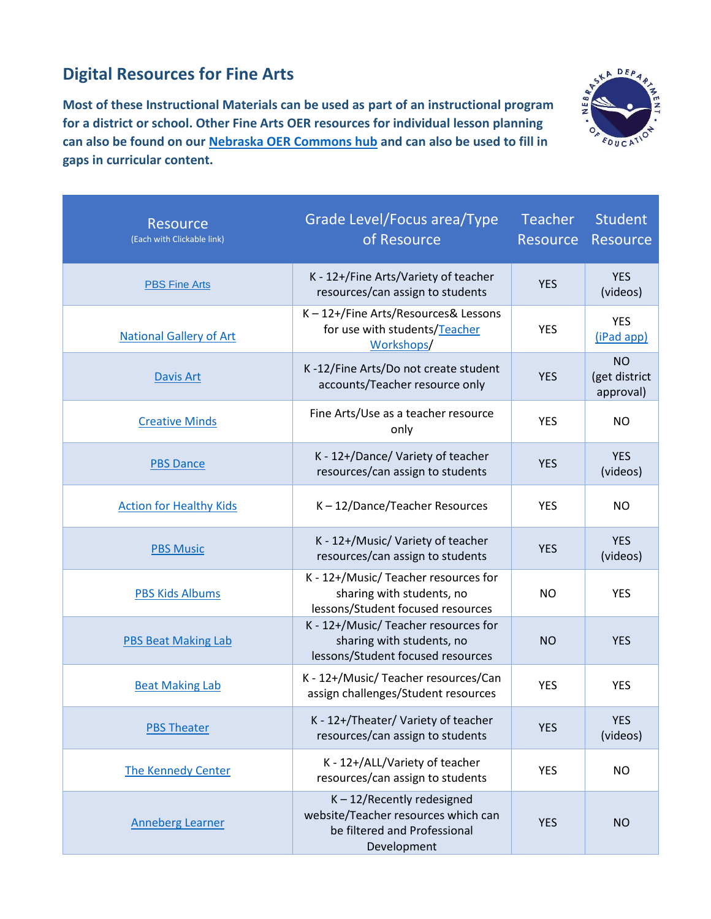## Digital Resources for Fine Arts

**Most of these Instructional Materials can be used as part of an instructional program for a district or school. Other Fine Arts OER resources for individual lesson planning can also be found on our Nebraska OER Commons hub and can also be used to fill in gaps in curricular content.**

| Resource (Each with Clickable link) | Grade Level/Focus area/Type of Resource | Teacher Resource | Student Resource |
|---|---|---|---|
| PBS Fine Arts | K - 12+/Fine Arts/Variety of teacher resources/can assign to students | YES | YES (videos) |
| National Gallery of Art | K – 12+/Fine Arts/Resources& Lessons for use with students/Teacher Workshops/ | YES | YES (iPad app) |
| Davis Art | K -12/Fine Arts/Do not create student accounts/Teacher resource only | YES | NO (get district approval) |
| Creative Minds | Fine Arts/Use as a teacher resource only | YES | NO |
| PBS Dance | K - 12+/Dance/ Variety of teacher resources/can assign to students | YES | YES (videos) |
| Action for Healthy Kids | K – 12/Dance/Teacher Resources | YES | NO |
| PBS Music | K - 12+/Music/ Variety of teacher resources/can assign to students | YES | YES (videos) |
| PBS Kids Albums | K - 12+/Music/ Teacher resources for sharing with students, no lessons/Student focused resources | NO | YES |
| PBS Beat Making Lab | K - 12+/Music/ Teacher resources for sharing with students, no lessons/Student focused resources | NO | YES |
| Beat Making Lab | K - 12+/Music/ Teacher resources/Can assign challenges/Student resources | YES | YES |
| PBS Theater | K - 12+/Theater/ Variety of teacher resources/can assign to students | YES | YES (videos) |
| The Kennedy Center | K - 12+/ALL/Variety of teacher resources/can assign to students | YES | NO |
| Anneberg Learner | K – 12/Recently redesigned website/Teacher resources which can be filtered and Professional Development | YES | NO |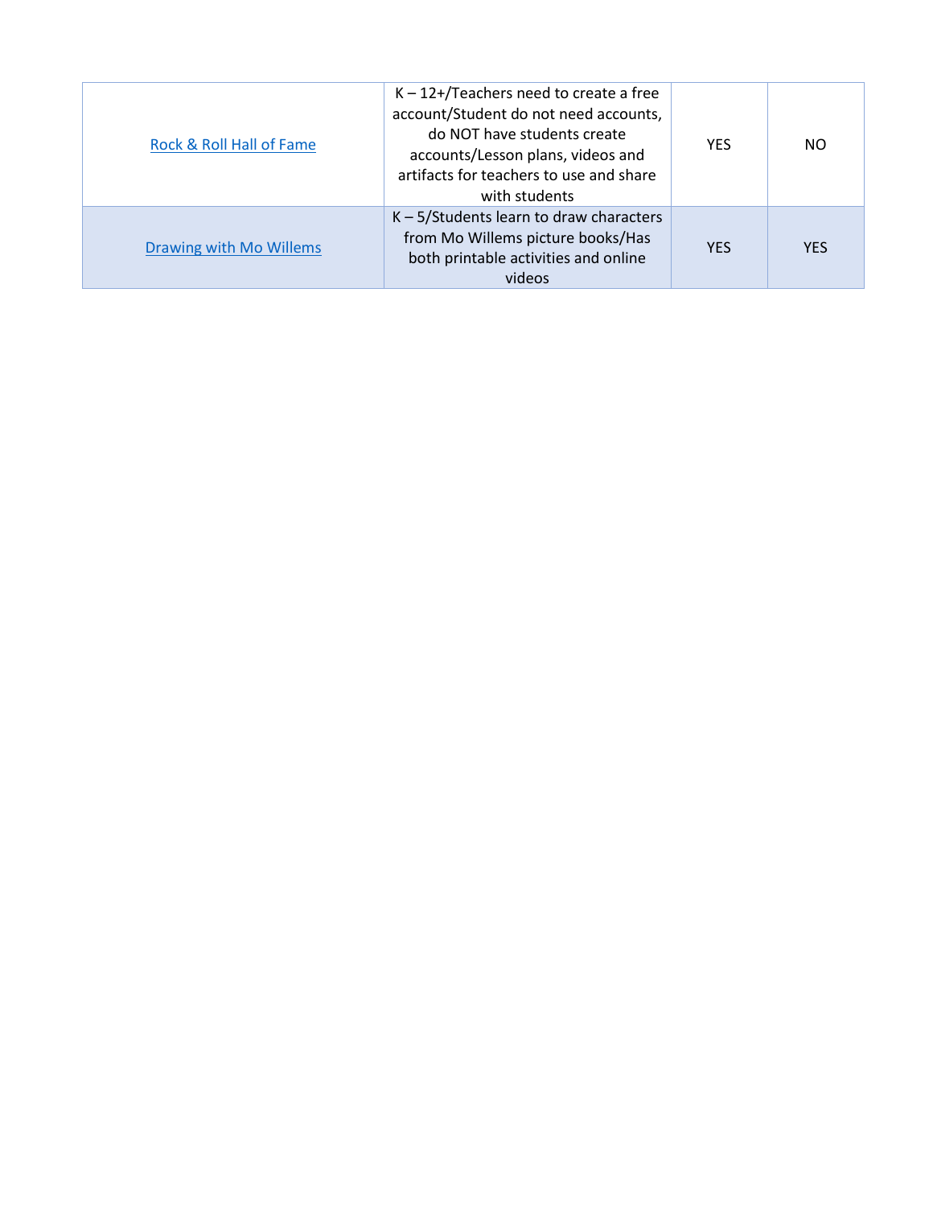| | | | |
|---|---|---|---|
| Rock & Roll Hall of Fame | K – 12+/Teachers need to create a free account/Student do not need accounts, do NOT have students create accounts/Lesson plans, videos and artifacts for teachers to use and share with students | YES | NO |
| Drawing with Mo Willems | K – 5/Students learn to draw characters from Mo Willems picture books/Has both printable activities and online videos | YES | YES |